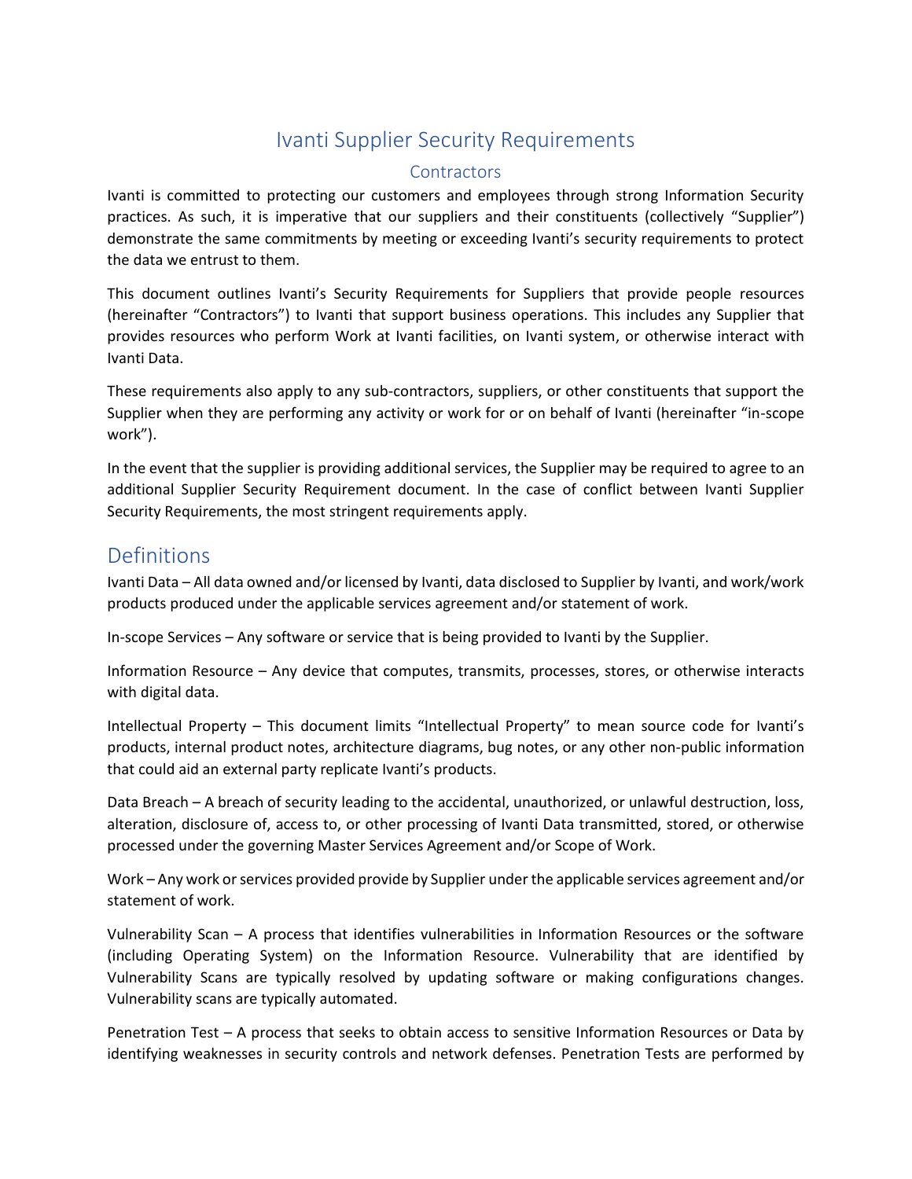# Ivanti Supplier Security Requirements

## Contractors

Ivanti is committed to protecting our customers and employees through strong Information Security practices. As such, it is imperative that our suppliers and their constituents (collectively "Supplier") demonstrate the same commitments by meeting or exceeding Ivanti's security requirements to protect the data we entrust to them.

This document outlines Ivanti's Security Requirements for Suppliers that provide people resources (hereinafter "Contractors") to Ivanti that support business operations. This includes any Supplier that provides resources who perform Work at Ivanti facilities, on Ivanti system, or otherwise interact with Ivanti Data.

These requirements also apply to any sub-contractors, suppliers, or other constituents that support the Supplier when they are performing any activity or work for or on behalf of Ivanti (hereinafter "in-scope work").

In the event that the supplier is providing additional services, the Supplier may be required to agree to an additional Supplier Security Requirement document. In the case of conflict between Ivanti Supplier Security Requirements, the most stringent requirements apply.

## Definitions

Ivanti Data – All data owned and/or licensed by Ivanti, data disclosed to Supplier by Ivanti, and work/work products produced under the applicable services agreement and/or statement of work.

In-scope Services – Any software or service that is being provided to Ivanti by the Supplier.

Information Resource – Any device that computes, transmits, processes, stores, or otherwise interacts with digital data.

Intellectual Property – This document limits "Intellectual Property" to mean source code for Ivanti's products, internal product notes, architecture diagrams, bug notes, or any other non-public information that could aid an external party replicate Ivanti's products.

Data Breach – A breach of security leading to the accidental, unauthorized, or unlawful destruction, loss, alteration, disclosure of, access to, or other processing of Ivanti Data transmitted, stored, or otherwise processed under the governing Master Services Agreement and/or Scope of Work.

Work – Any work or services provided provide by Supplier under the applicable services agreement and/or statement of work.

Vulnerability Scan – A process that identifies vulnerabilities in Information Resources or the software (including Operating System) on the Information Resource. Vulnerability that are identified by Vulnerability Scans are typically resolved by updating software or making configurations changes. Vulnerability scans are typically automated.

Penetration Test – A process that seeks to obtain access to sensitive Information Resources or Data by identifying weaknesses in security controls and network defenses. Penetration Tests are performed by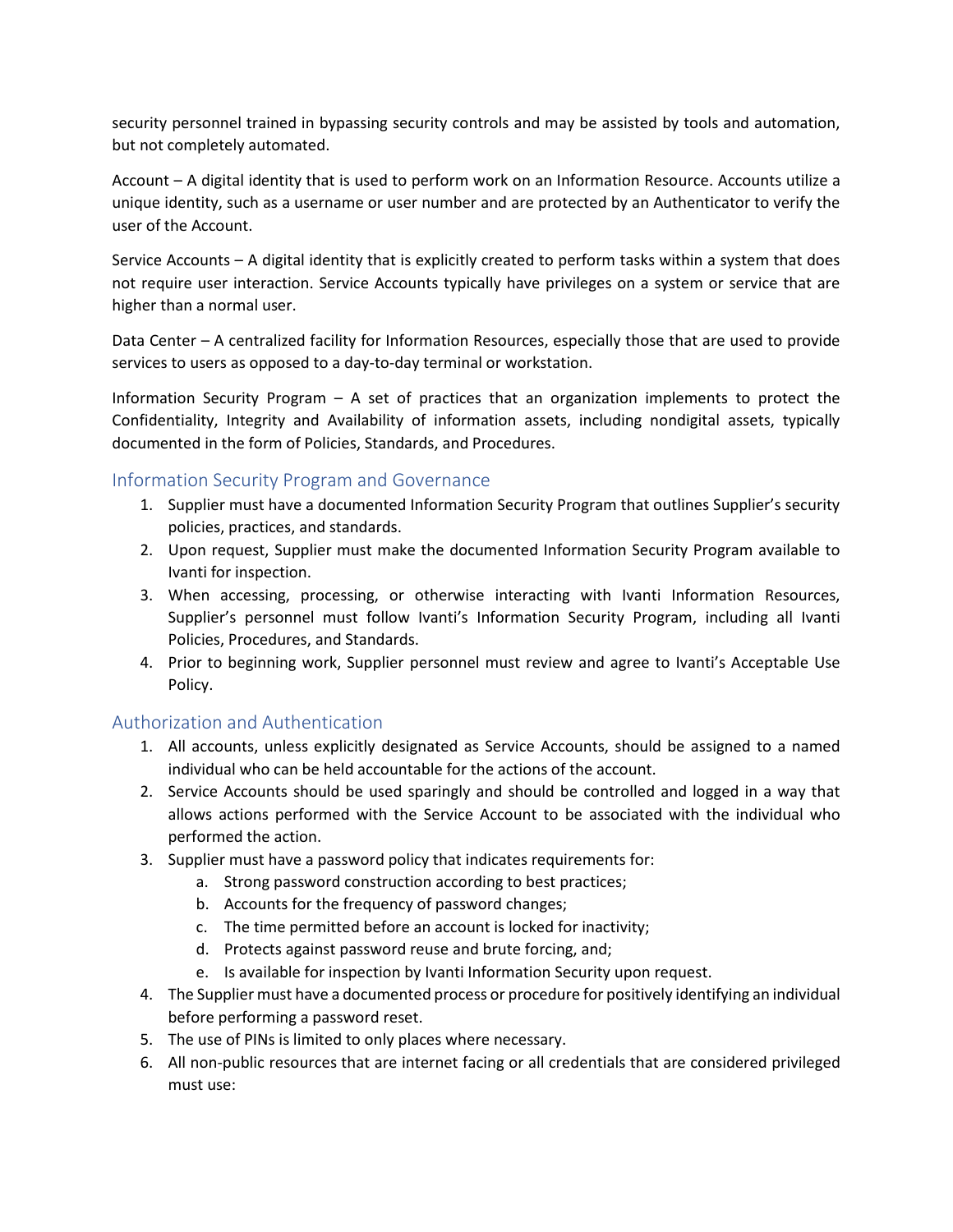security personnel trained in bypassing security controls and may be assisted by tools and automation, but not completely automated.

Account – A digital identity that is used to perform work on an Information Resource. Accounts utilize a unique identity, such as a username or user number and are protected by an Authenticator to verify the user of the Account.

Service Accounts – A digital identity that is explicitly created to perform tasks within a system that does not require user interaction. Service Accounts typically have privileges on a system or service that are higher than a normal user.

Data Center – A centralized facility for Information Resources, especially those that are used to provide services to users as opposed to a day-to-day terminal or workstation.

Information Security Program – A set of practices that an organization implements to protect the Confidentiality, Integrity and Availability of information assets, including nondigital assets, typically documented in the form of Policies, Standards, and Procedures.

## Information Security Program and Governance

1. Supplier must have a documented Information Security Program that outlines Supplier's security policies, practices, and standards.
2. Upon request, Supplier must make the documented Information Security Program available to Ivanti for inspection.
3. When accessing, processing, or otherwise interacting with Ivanti Information Resources, Supplier's personnel must follow Ivanti's Information Security Program, including all Ivanti Policies, Procedures, and Standards.
4. Prior to beginning work, Supplier personnel must review and agree to Ivanti's Acceptable Use Policy.

## Authorization and Authentication

1. All accounts, unless explicitly designated as Service Accounts, should be assigned to a named individual who can be held accountable for the actions of the account.
2. Service Accounts should be used sparingly and should be controlled and logged in a way that allows actions performed with the Service Account to be associated with the individual who performed the action.
3. Supplier must have a password policy that indicates requirements for:
    a. Strong password construction according to best practices;
    b. Accounts for the frequency of password changes;
    c. The time permitted before an account is locked for inactivity;
    d. Protects against password reuse and brute forcing, and;
    e. Is available for inspection by Ivanti Information Security upon request.
4. The Supplier must have a documented process or procedure for positively identifying an individual before performing a password reset.
5. The use of PINs is limited to only places where necessary.
6. All non-public resources that are internet facing or all credentials that are considered privileged must use: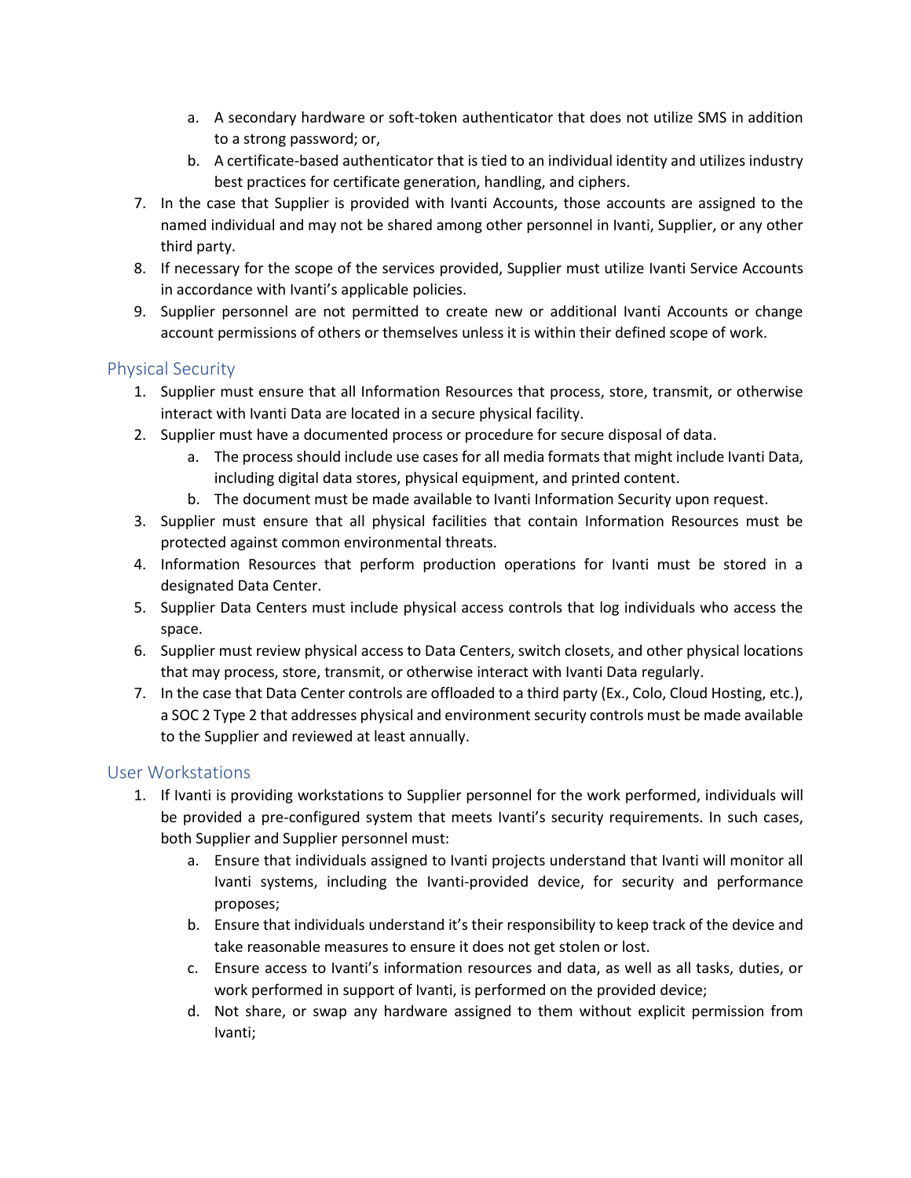a. A secondary hardware or soft-token authenticator that does not utilize SMS in addition to a strong password; or,
   b. A certificate-based authenticator that is tied to an individual identity and utilizes industry best practices for certificate generation, handling, and ciphers.
7. In the case that Supplier is provided with Ivanti Accounts, those accounts are assigned to the named individual and may not be shared among other personnel in Ivanti, Supplier, or any other third party.
8. If necessary for the scope of the services provided, Supplier must utilize Ivanti Service Accounts in accordance with Ivanti's applicable policies.
9. Supplier personnel are not permitted to create new or additional Ivanti Accounts or change account permissions of others or themselves unless it is within their defined scope of work.

## Physical Security

1. Supplier must ensure that all Information Resources that process, store, transmit, or otherwise interact with Ivanti Data are located in a secure physical facility.
2. Supplier must have a documented process or procedure for secure disposal of data.
   a. The process should include use cases for all media formats that might include Ivanti Data, including digital data stores, physical equipment, and printed content.
   b. The document must be made available to Ivanti Information Security upon request.
3. Supplier must ensure that all physical facilities that contain Information Resources must be protected against common environmental threats.
4. Information Resources that perform production operations for Ivanti must be stored in a designated Data Center.
5. Supplier Data Centers must include physical access controls that log individuals who access the space.
6. Supplier must review physical access to Data Centers, switch closets, and other physical locations that may process, store, transmit, or otherwise interact with Ivanti Data regularly.
7. In the case that Data Center controls are offloaded to a third party (Ex., Colo, Cloud Hosting, etc.), a SOC 2 Type 2 that addresses physical and environment security controls must be made available to the Supplier and reviewed at least annually.

## User Workstations

1. If Ivanti is providing workstations to Supplier personnel for the work performed, individuals will be provided a pre-configured system that meets Ivanti's security requirements. In such cases, both Supplier and Supplier personnel must:
   a. Ensure that individuals assigned to Ivanti projects understand that Ivanti will monitor all Ivanti systems, including the Ivanti-provided device, for security and performance proposes;
   b. Ensure that individuals understand it's their responsibility to keep track of the device and take reasonable measures to ensure it does not get stolen or lost.
   c. Ensure access to Ivanti's information resources and data, as well as all tasks, duties, or work performed in support of Ivanti, is performed on the provided device;
   d. Not share, or swap any hardware assigned to them without explicit permission from Ivanti;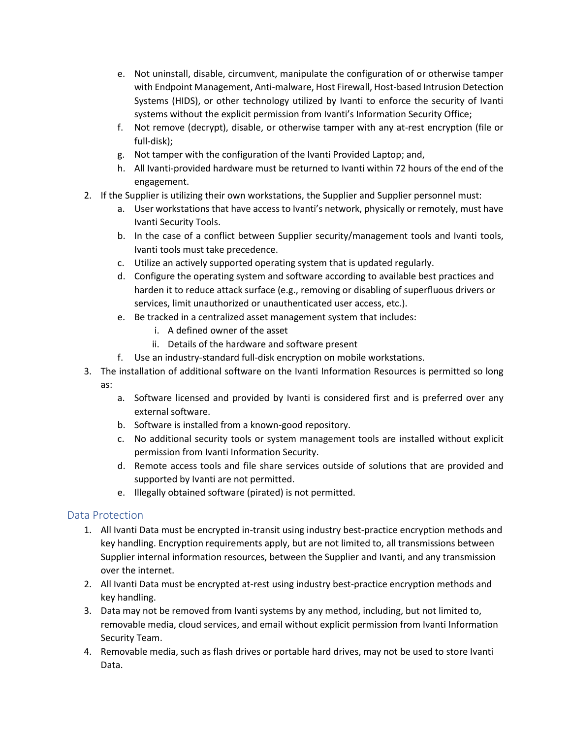e. Not uninstall, disable, circumvent, manipulate the configuration of or otherwise tamper with Endpoint Management, Anti-malware, Host Firewall, Host-based Intrusion Detection Systems (HIDS), or other technology utilized by Ivanti to enforce the security of Ivanti systems without the explicit permission from Ivanti's Information Security Office;
   f. Not remove (decrypt), disable, or otherwise tamper with any at-rest encryption (file or full-disk);
   g. Not tamper with the configuration of the Ivanti Provided Laptop; and,
   h. All Ivanti-provided hardware must be returned to Ivanti within 72 hours of the end of the engagement.
2. If the Supplier is utilizing their own workstations, the Supplier and Supplier personnel must:
   a. User workstations that have access to Ivanti's network, physically or remotely, must have Ivanti Security Tools.
   b. In the case of a conflict between Supplier security/management tools and Ivanti tools, Ivanti tools must take precedence.
   c. Utilize an actively supported operating system that is updated regularly.
   d. Configure the operating system and software according to available best practices and harden it to reduce attack surface (e.g., removing or disabling of superfluous drivers or services, limit unauthorized or unauthenticated user access, etc.).
   e. Be tracked in a centralized asset management system that includes:
      i. A defined owner of the asset
      ii. Details of the hardware and software present
   f. Use an industry-standard full-disk encryption on mobile workstations.
3. The installation of additional software on the Ivanti Information Resources is permitted so long as:
   a. Software licensed and provided by Ivanti is considered first and is preferred over any external software.
   b. Software is installed from a known-good repository.
   c. No additional security tools or system management tools are installed without explicit permission from Ivanti Information Security.
   d. Remote access tools and file share services outside of solutions that are provided and supported by Ivanti are not permitted.
   e. Illegally obtained software (pirated) is not permitted.

## Data Protection

1. All Ivanti Data must be encrypted in-transit using industry best-practice encryption methods and key handling. Encryption requirements apply, but are not limited to, all transmissions between Supplier internal information resources, between the Supplier and Ivanti, and any transmission over the internet.
2. All Ivanti Data must be encrypted at-rest using industry best-practice encryption methods and key handling.
3. Data may not be removed from Ivanti systems by any method, including, but not limited to, removable media, cloud services, and email without explicit permission from Ivanti Information Security Team.
4. Removable media, such as flash drives or portable hard drives, may not be used to store Ivanti Data.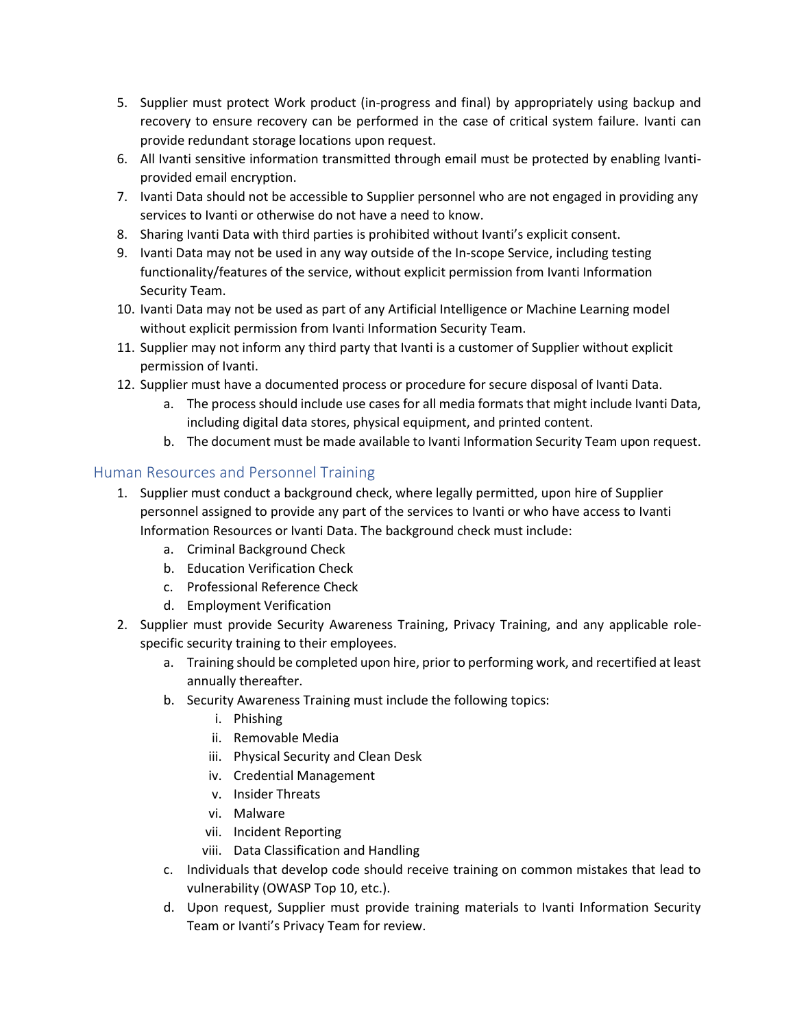5. Supplier must protect Work product (in-progress and final) by appropriately using backup and recovery to ensure recovery can be performed in the case of critical system failure. Ivanti can provide redundant storage locations upon request.
6. All Ivanti sensitive information transmitted through email must be protected by enabling Ivanti-provided email encryption.
7. Ivanti Data should not be accessible to Supplier personnel who are not engaged in providing any services to Ivanti or otherwise do not have a need to know.
8. Sharing Ivanti Data with third parties is prohibited without Ivanti's explicit consent.
9. Ivanti Data may not be used in any way outside of the In-scope Service, including testing functionality/features of the service, without explicit permission from Ivanti Information Security Team.
10. Ivanti Data may not be used as part of any Artificial Intelligence or Machine Learning model without explicit permission from Ivanti Information Security Team.
11. Supplier may not inform any third party that Ivanti is a customer of Supplier without explicit permission of Ivanti.
12. Supplier must have a documented process or procedure for secure disposal of Ivanti Data.
    a. The process should include use cases for all media formats that might include Ivanti Data, including digital data stores, physical equipment, and printed content.
    b. The document must be made available to Ivanti Information Security Team upon request.

## Human Resources and Personnel Training

1. Supplier must conduct a background check, where legally permitted, upon hire of Supplier personnel assigned to provide any part of the services to Ivanti or who have access to Ivanti Information Resources or Ivanti Data. The background check must include:
    a. Criminal Background Check
    b. Education Verification Check
    c. Professional Reference Check
    d. Employment Verification
2. Supplier must provide Security Awareness Training, Privacy Training, and any applicable role-specific security training to their employees.
    a. Training should be completed upon hire, prior to performing work, and recertified at least annually thereafter.
    b. Security Awareness Training must include the following topics:
        i. Phishing
        ii. Removable Media
        iii. Physical Security and Clean Desk
        iv. Credential Management
        v. Insider Threats
        vi. Malware
        vii. Incident Reporting
        viii. Data Classification and Handling
    c. Individuals that develop code should receive training on common mistakes that lead to vulnerability (OWASP Top 10, etc.).
    d. Upon request, Supplier must provide training materials to Ivanti Information Security Team or Ivanti's Privacy Team for review.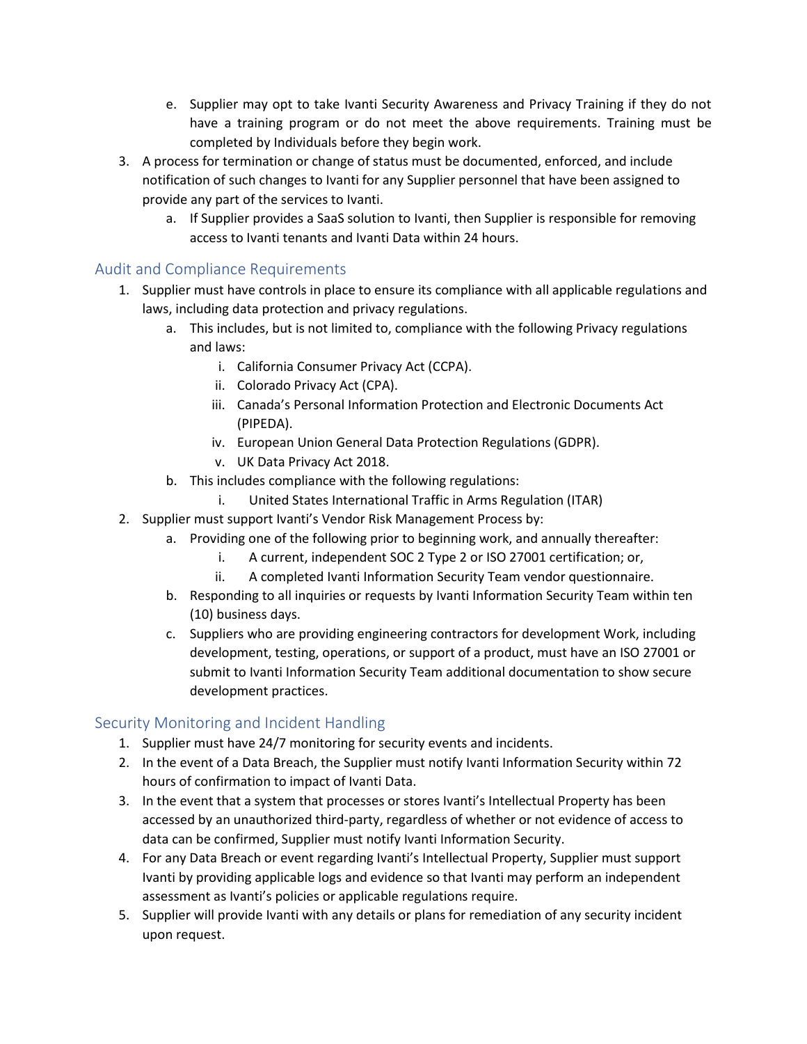e. Supplier may opt to take Ivanti Security Awareness and Privacy Training if they do not have a training program or do not meet the above requirements. Training must be completed by Individuals before they begin work.

3. A process for termination or change of status must be documented, enforced, and include notification of such changes to Ivanti for any Supplier personnel that have been assigned to provide any part of the services to Ivanti.
   a. If Supplier provides a SaaS solution to Ivanti, then Supplier is responsible for removing access to Ivanti tenants and Ivanti Data within 24 hours.

## Audit and Compliance Requirements

1. Supplier must have controls in place to ensure its compliance with all applicable regulations and laws, including data protection and privacy regulations.
   a. This includes, but is not limited to, compliance with the following Privacy regulations and laws:
      i. California Consumer Privacy Act (CCPA).
      ii. Colorado Privacy Act (CPA).
      iii. Canada's Personal Information Protection and Electronic Documents Act (PIPEDA).
      iv. European Union General Data Protection Regulations (GDPR).
      v. UK Data Privacy Act 2018.
   b. This includes compliance with the following regulations:
      i. United States International Traffic in Arms Regulation (ITAR)
2. Supplier must support Ivanti's Vendor Risk Management Process by:
   a. Providing one of the following prior to beginning work, and annually thereafter:
      i. A current, independent SOC 2 Type 2 or ISO 27001 certification; or,
      ii. A completed Ivanti Information Security Team vendor questionnaire.
   b. Responding to all inquiries or requests by Ivanti Information Security Team within ten (10) business days.
   c. Suppliers who are providing engineering contractors for development Work, including development, testing, operations, or support of a product, must have an ISO 27001 or submit to Ivanti Information Security Team additional documentation to show secure development practices.

## Security Monitoring and Incident Handling

1. Supplier must have 24/7 monitoring for security events and incidents.
2. In the event of a Data Breach, the Supplier must notify Ivanti Information Security within 72 hours of confirmation to impact of Ivanti Data.
3. In the event that a system that processes or stores Ivanti's Intellectual Property has been accessed by an unauthorized third-party, regardless of whether or not evidence of access to data can be confirmed, Supplier must notify Ivanti Information Security.
4. For any Data Breach or event regarding Ivanti's Intellectual Property, Supplier must support Ivanti by providing applicable logs and evidence so that Ivanti may perform an independent assessment as Ivanti's policies or applicable regulations require.
5. Supplier will provide Ivanti with any details or plans for remediation of any security incident upon request.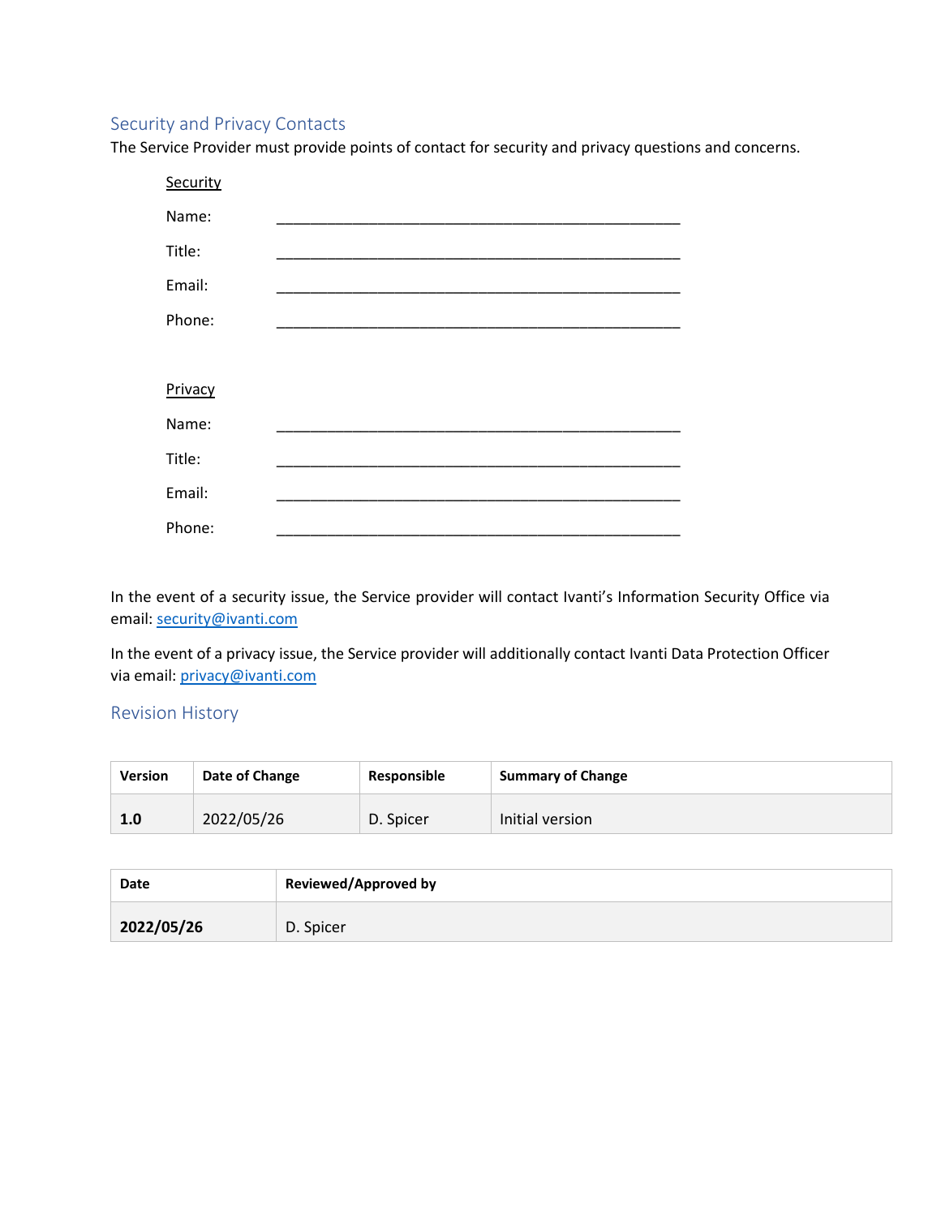## Security and Privacy Contacts

The Service Provider must provide points of contact for security and privacy questions and concerns.

Security

Name: ______________________________________________

Title: ______________________________________________

Email: ______________________________________________

Phone: ______________________________________________

Privacy

Name: ______________________________________________

Title: ______________________________________________

Email: ______________________________________________

Phone: ______________________________________________

In the event of a security issue, the Service provider will contact Ivanti's Information Security Office via email: security@ivanti.com

In the event of a privacy issue, the Service provider will additionally contact Ivanti Data Protection Officer via email: privacy@ivanti.com

## Revision History

| Version | Date of Change | Responsible | Summary of Change |
|---|---|---|---|
| **1.0** | 2022/05/26 | D. Spicer | Initial version |

| Date | Reviewed/Approved by |
|---|---|
| **2022/05/26** | D. Spicer |